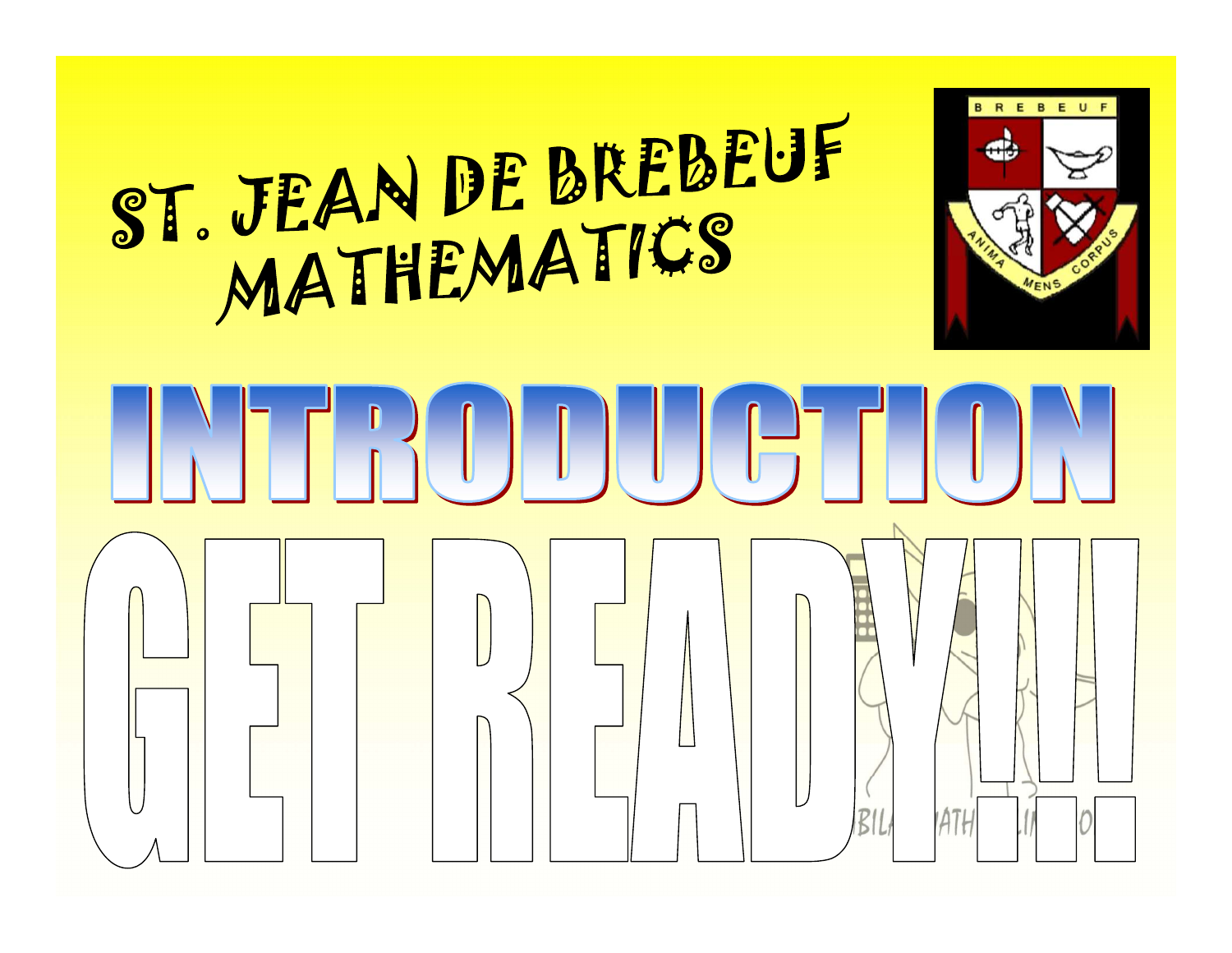# ST. JEAN DE BREBEUF MATHEMATICS

# INTRODUCTION

# GET READY!!!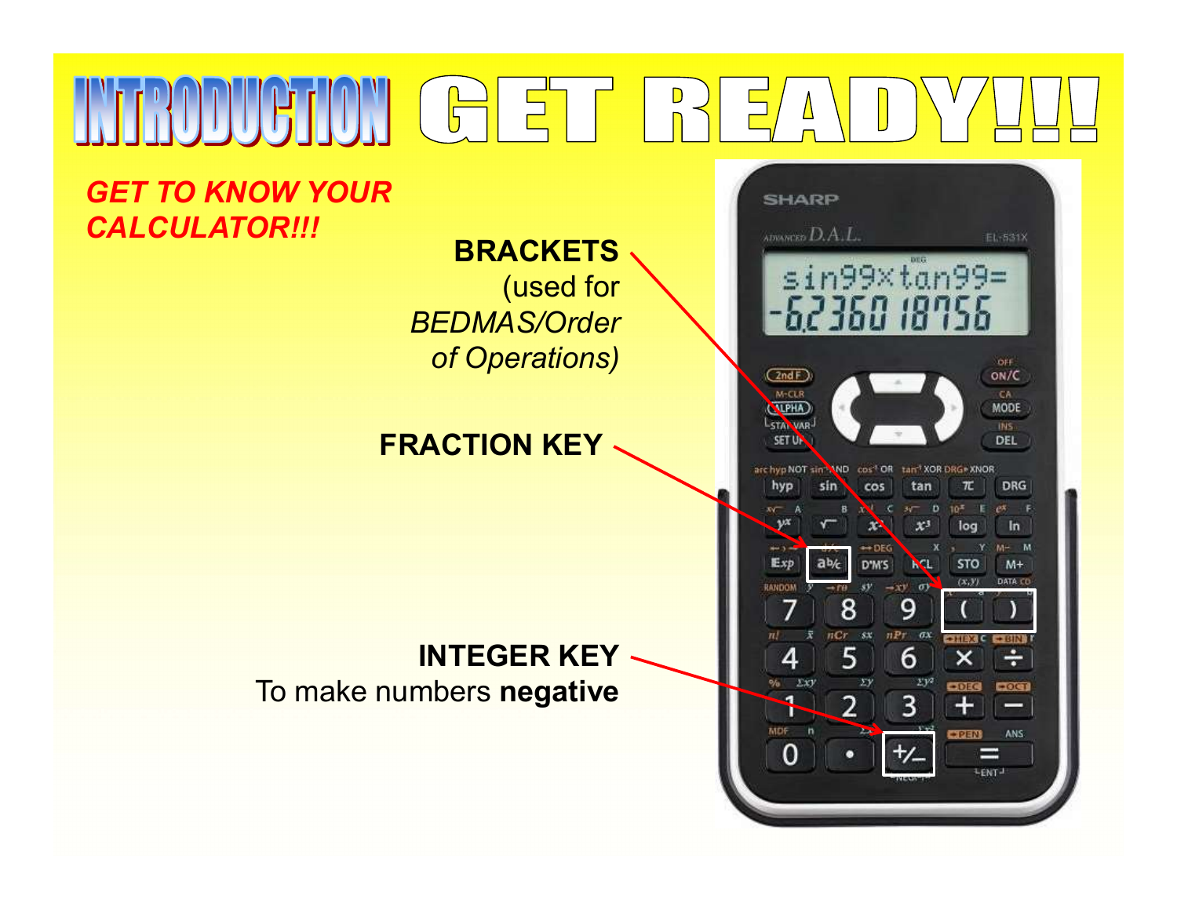# INTRODUCTION GET READY!!!

***GET TO KNOW YOUR CALCULATOR!!!***

**BRACKETS**
(used for *BEDMAS/Order of Operations)*

**FRACTION KEY**

**INTEGER KEY**
To make numbers **negative**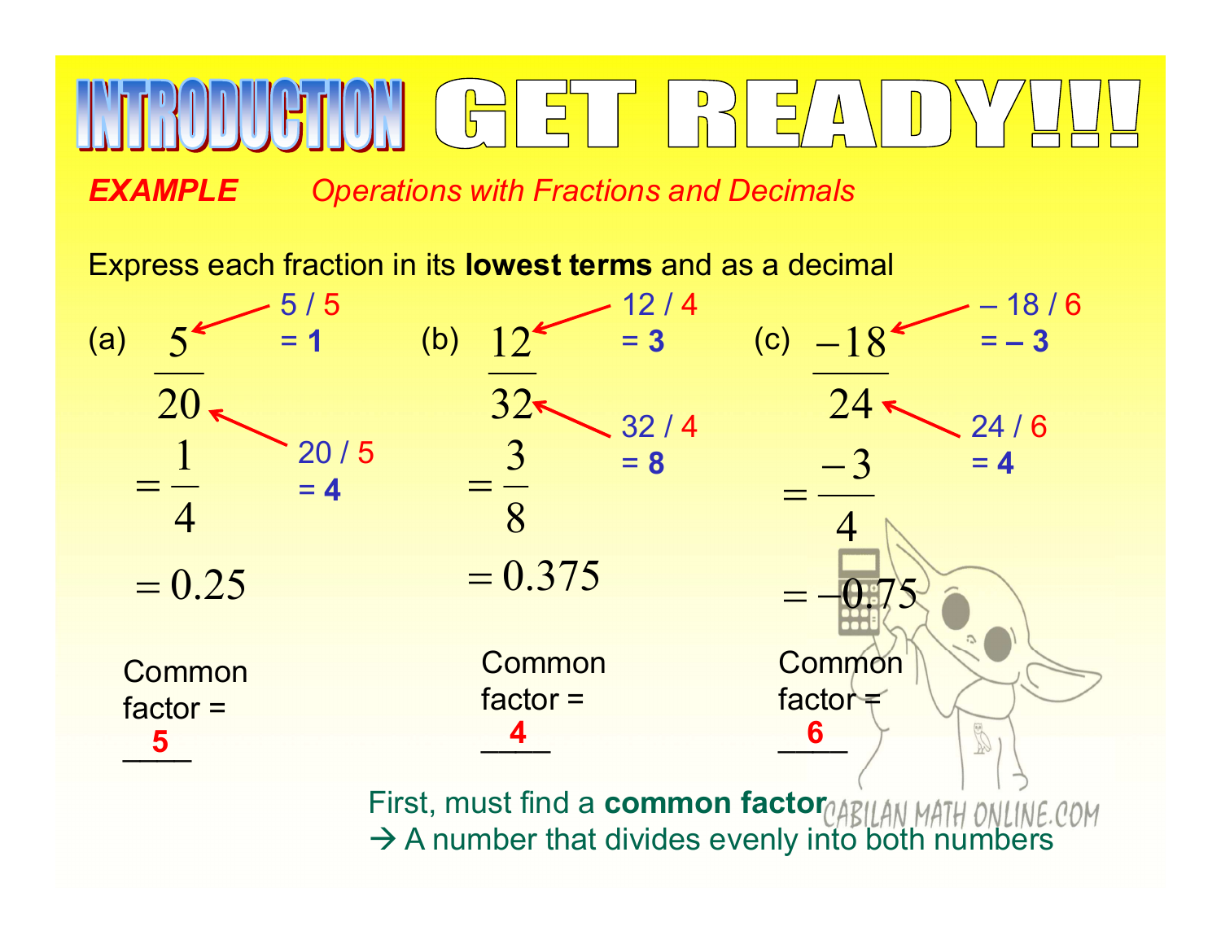# INTRODUCTION GET READY!!!

***EXAMPLE*** *Operations with Fractions and Decimals*

Express each fraction in its **lowest terms** and as a decimal

(a)

$$\frac{5}{20}$$

5 / 5 = **1**

20 / 5 = **4**

$$= \frac{1}{4}$$

$$= 0.25$$

Common factor = **5**

(b)

$$\frac{12}{32}$$

12 / 4 = **3**

32 / 4 = **8**

$$= \frac{3}{8}$$

$$= 0.375$$

Common factor = **4**

(c)

$$\frac{-18}{24}$$

– 18 / 6 = **– 3**

24 / 6 = **4**

$$= \frac{-3}{4}$$

$$= -0.75$$

Common factor = **6**

First, must find a **common factor**

→ A number that divides evenly into both numbers

CABILAN MATH ONLINE.COM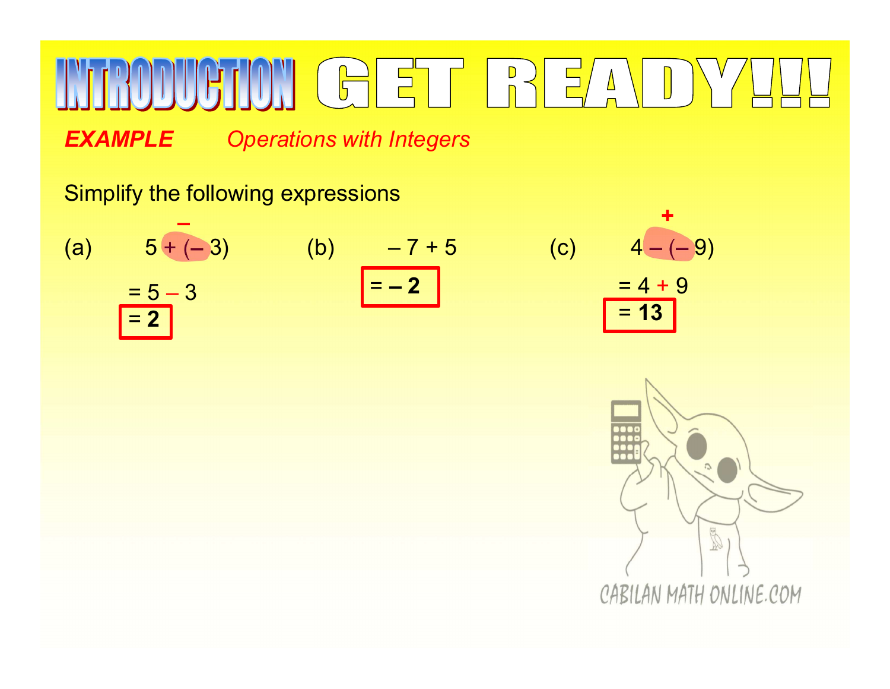# INTRODUCTION GET READY!!!

***EXAMPLE*** *Operations with Integers*

Simplify the following expressions

(a) $5 + (-3)$

$= 5 - 3$

$= \mathbf{2}$

(b) $-7 + 5$

$= \mathbf{-2}$

(c) $4 - (-9)$

$= 4 + 9$

$= \mathbf{13}$

CABILAN MATH ONLINE.COM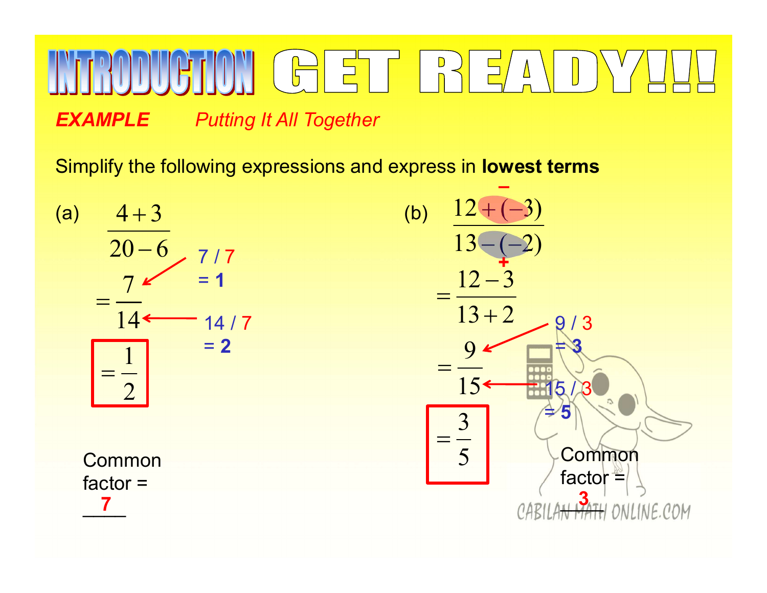# INTRODUCTION GET READY!!!

***EXAMPLE*** *Putting It All Together*

Simplify the following expressions and express in **lowest terms**

(a)

$$\frac{4+3}{20-6}$$

$$=\frac{7}{14}$$

7 / 7 = **1**

14 / 7 = **2**

$$=\frac{1}{2}$$

Common factor = **7**

(b)

$$\frac{12+(-3)}{13-(-2)}$$

$$=\frac{12-3}{13+2}$$

$$=\frac{9}{15}$$

9 / 3 = **3**

15 / 3 = **5**

$$=\frac{3}{5}$$

Common factor = **3**

CABILAN MATH ONLINE.COM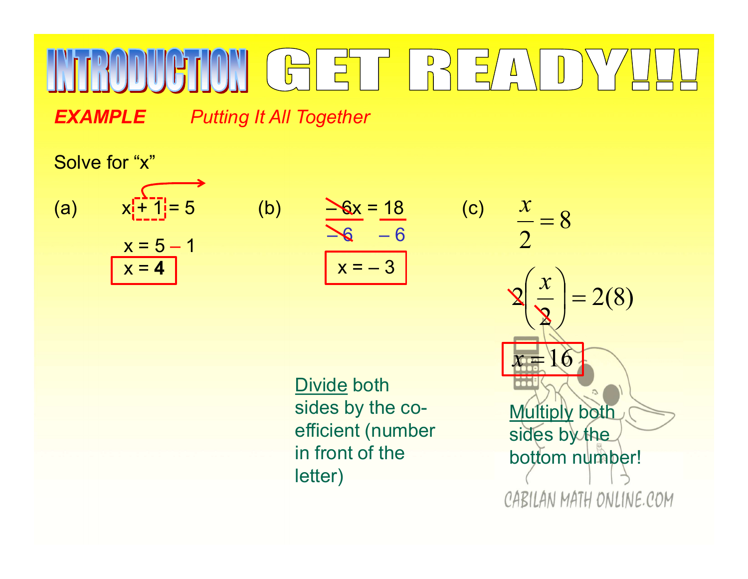# INTRODUCTION GET READY!!!

***EXAMPLE*** *Putting It All Together*

Solve for “x”

(a) $x + 1 = 5$

$x = 5 - 1$

$x = \mathbf{4}$

(b) $-6x = 18$

$\frac{-6x}{-6} = \frac{18}{-6}$

$x = -3$

Divide both sides by the co-efficient (number in front of the letter)

(c) $\frac{x}{2} = 8$

$2\left(\frac{x}{2}\right) = 2(8)$

$x = 16$

Multiply both sides by the bottom number!

CABILAN MATH ONLINE.COM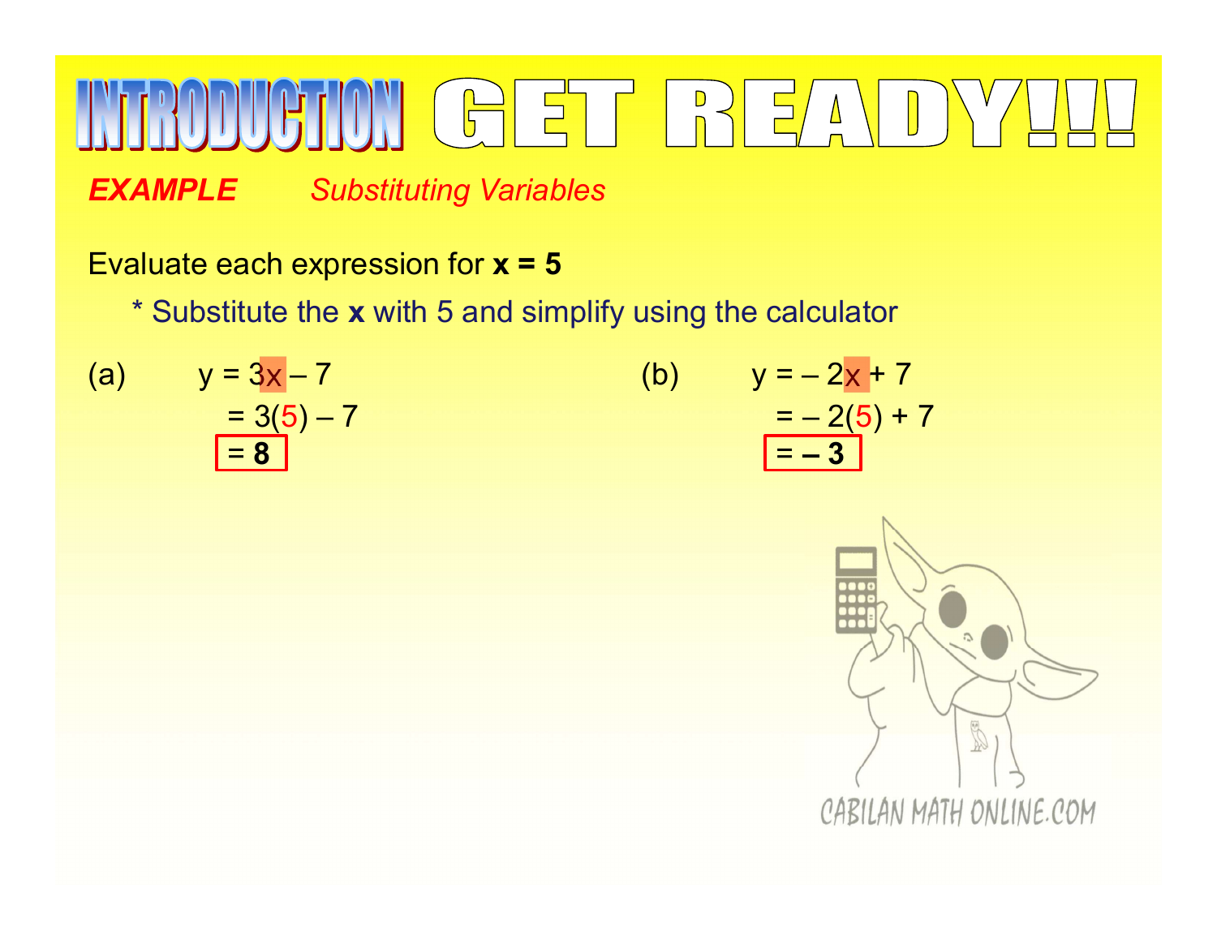# INTRODUCTION GET READY!!!

***EXAMPLE*** *Substituting Variables*

Evaluate each expression for **x = 5**

* Substitute the **x** with 5 and simplify using the calculator

(a)

$$y = 3x - 7$$
$$= 3(5) - 7$$
$$= \mathbf{8}$$

(b)

$$y = -2x + 7$$
$$= -2(5) + 7$$
$$= \mathbf{-3}$$

CABILAN MATH ONLINE.COM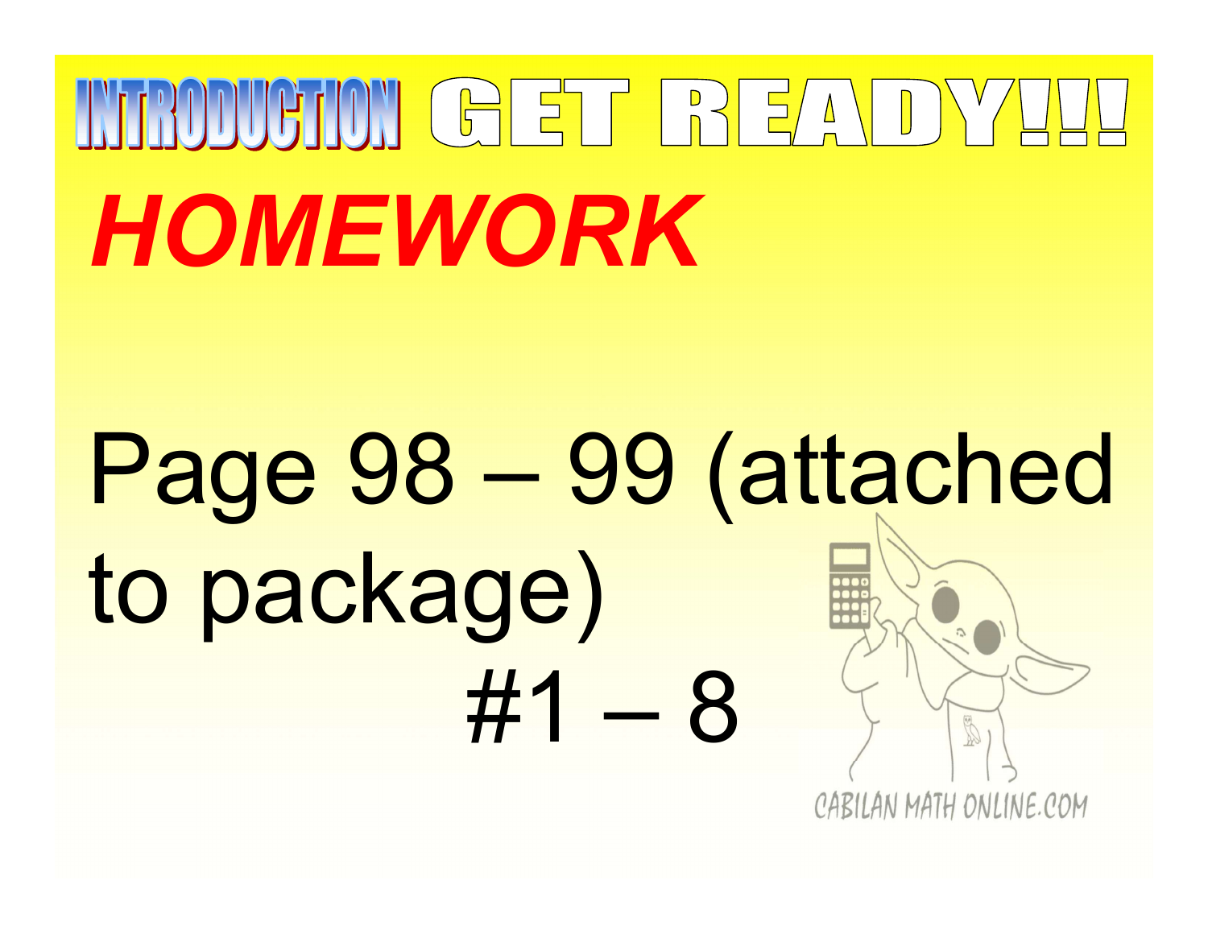# INTRODUCTION GET READY!!!

## *HOMEWORK*

Page 98 – 99 (attached to package)

#1 – 8

CABILAN MATH ONLINE.COM